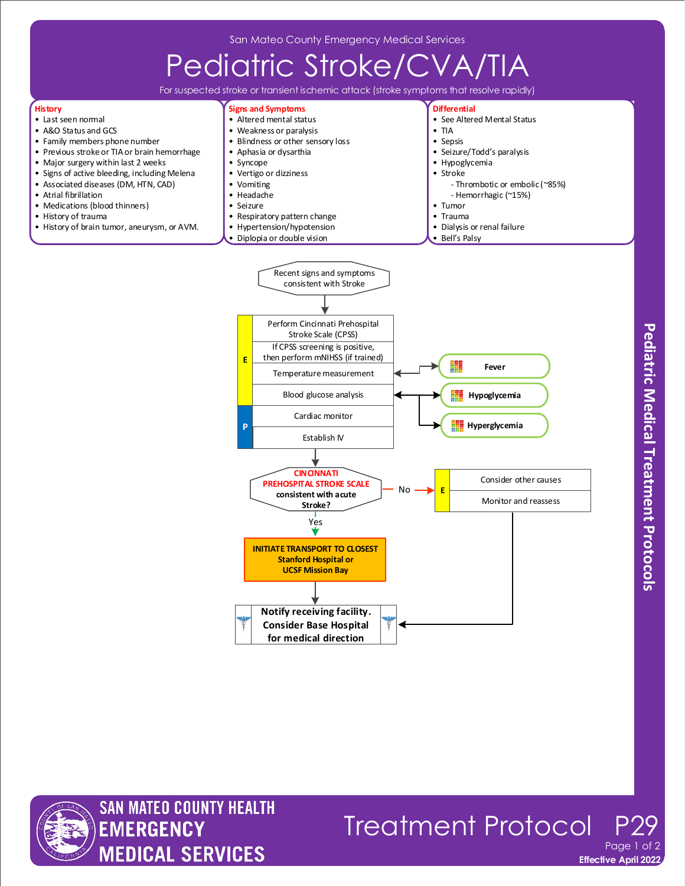San Mateo County Emergency Medical Services

# Pediatric Stroke/CVA/TIA

For suspected stroke or transient ischemic attack (stroke symptoms that resolve rapidly)

## History

- Last seen normal
- A&O Status and GCS
- Family members phone number
- Previous stroke or TIA or brain hemorrhage
- Major surgery within last 2 weeks
- Signs of active bleeding, including Melena
- Associated diseases (DM, HTN, CAD)
- Atrial fibrillation
- Medications (blood thinners)
- History of trauma
- History of brain tumor, aneurysm, or AVM.

## Signs and Symptoms

- Altered mental status
- Weakness or paralysis
- Blindness or other sensory loss
- Aphasia or dysarthia
- Syncope
- Vertigo or dizziness
- Vomiting
- Headache
- Seizure
- Respiratory pattern change
- Hypertension/hypotension
- Diplopia or double vision

## Differential

- See Altered Mental Status
- TIA
- Sepsis
- Seizure/Todd's paralysis
- Hypoglycemia
- Stroke
  - Thrombotic or embolic (~85%)
  - Hemorrhagic (~15%)
- Tumor
- Trauma
- Dialysis or renal failure
- Bell's Palsy

---

**Recent signs and symptoms consistent with Stroke**

↓

**E**
- Perform Cincinnati Prehospital Stroke Scale (CPSS)
- If CPSS screening is positive, then perform mNIHSS (if trained)
- Temperature measurement ↔ **Fever**
- Blood glucose analysis ↔ **Hypoglycemia** / **Hyperglycemia**

**P**
- Cardiac monitor
- Establish IV

↓

**CINCINNATI PREHOSPITAL STROKE SCALE consistent with acute Stroke?**

- **No** → **E**
  - Consider other causes
  - Monitor and reassess
  - → Notify receiving facility. Consider Base Hospital for medical direction
- **Yes** ↓

**INITIATE TRANSPORT TO CLOSEST Stanford Hospital or UCSF Mission Bay**

↓

**Notify receiving facility. Consider Base Hospital for medical direction**

---

Pediatric Medical Treatment Protocols

SAN MATEO COUNTY HEALTH EMERGENCY MEDICAL SERVICES

Treatment Protocol P29

Effective April 2022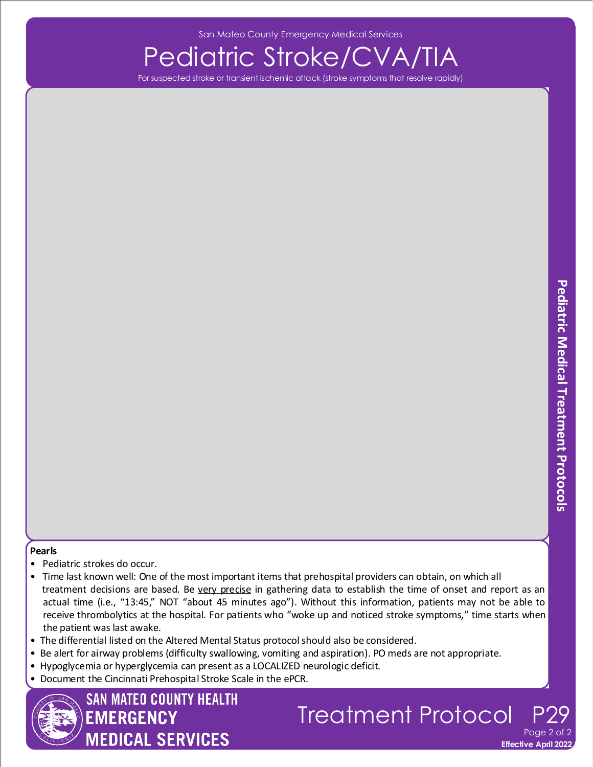San Mateo County Emergency Medical Services

# Pediatric Stroke/CVA/TIA

For suspected stroke or transient ischemic attack (stroke symptoms that resolve rapidly)

**Pearls**

- Pediatric strokes do occur.
- Time last known well: One of the most important items that prehospital providers can obtain, on which all treatment decisions are based. Be very precise in gathering data to establish the time of onset and report as an actual time (i.e., "13:45," NOT "about 45 minutes ago"). Without this information, patients may not be able to receive thrombolytics at the hospital. For patients who "woke up and noticed stroke symptoms," time starts when the patient was last awake.
- The differential listed on the Altered Mental Status protocol should also be considered.
- Be alert for airway problems (difficulty swallowing, vomiting and aspiration). PO meds are not appropriate.
- Hypoglycemia or hyperglycemia can present as a LOCALIZED neurologic deficit.
- Document the Cincinnati Prehospital Stroke Scale in the ePCR.

Pediatric Medical Treatment Protocols

SAN MATEO COUNTY HEALTH EMERGENCY MEDICAL SERVICES

Treatment Protocol P29

Effective April 2022